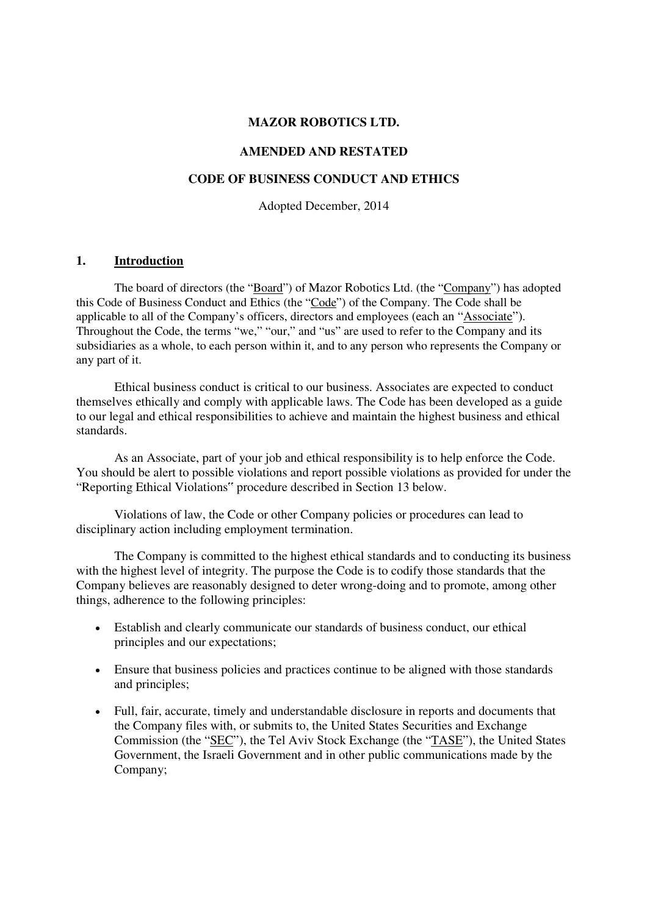**MAZOR ROBOTICS LTD.**

**AMENDED AND RESTATED**

**CODE OF BUSINESS CONDUCT AND ETHICS**

Adopted December, 2014

## 1. Introduction

The board of directors (the "Board") of Mazor Robotics Ltd. (the "Company") has adopted this Code of Business Conduct and Ethics (the "Code") of the Company. The Code shall be applicable to all of the Company's officers, directors and employees (each an "Associate"). Throughout the Code, the terms "we," "our," and "us" are used to refer to the Company and its subsidiaries as a whole, to each person within it, and to any person who represents the Company or any part of it.

Ethical business conduct is critical to our business. Associates are expected to conduct themselves ethically and comply with applicable laws. The Code has been developed as a guide to our legal and ethical responsibilities to achieve and maintain the highest business and ethical standards.

As an Associate, part of your job and ethical responsibility is to help enforce the Code. You should be alert to possible violations and report possible violations as provided for under the "Reporting Ethical Violations" procedure described in Section 13 below.

Violations of law, the Code or other Company policies or procedures can lead to disciplinary action including employment termination.

The Company is committed to the highest ethical standards and to conducting its business with the highest level of integrity. The purpose the Code is to codify those standards that the Company believes are reasonably designed to deter wrong-doing and to promote, among other things, adherence to the following principles:

- Establish and clearly communicate our standards of business conduct, our ethical principles and our expectations;
- Ensure that business policies and practices continue to be aligned with those standards and principles;
- Full, fair, accurate, timely and understandable disclosure in reports and documents that the Company files with, or submits to, the United States Securities and Exchange Commission (the "SEC"), the Tel Aviv Stock Exchange (the "TASE"), the United States Government, the Israeli Government and in other public communications made by the Company;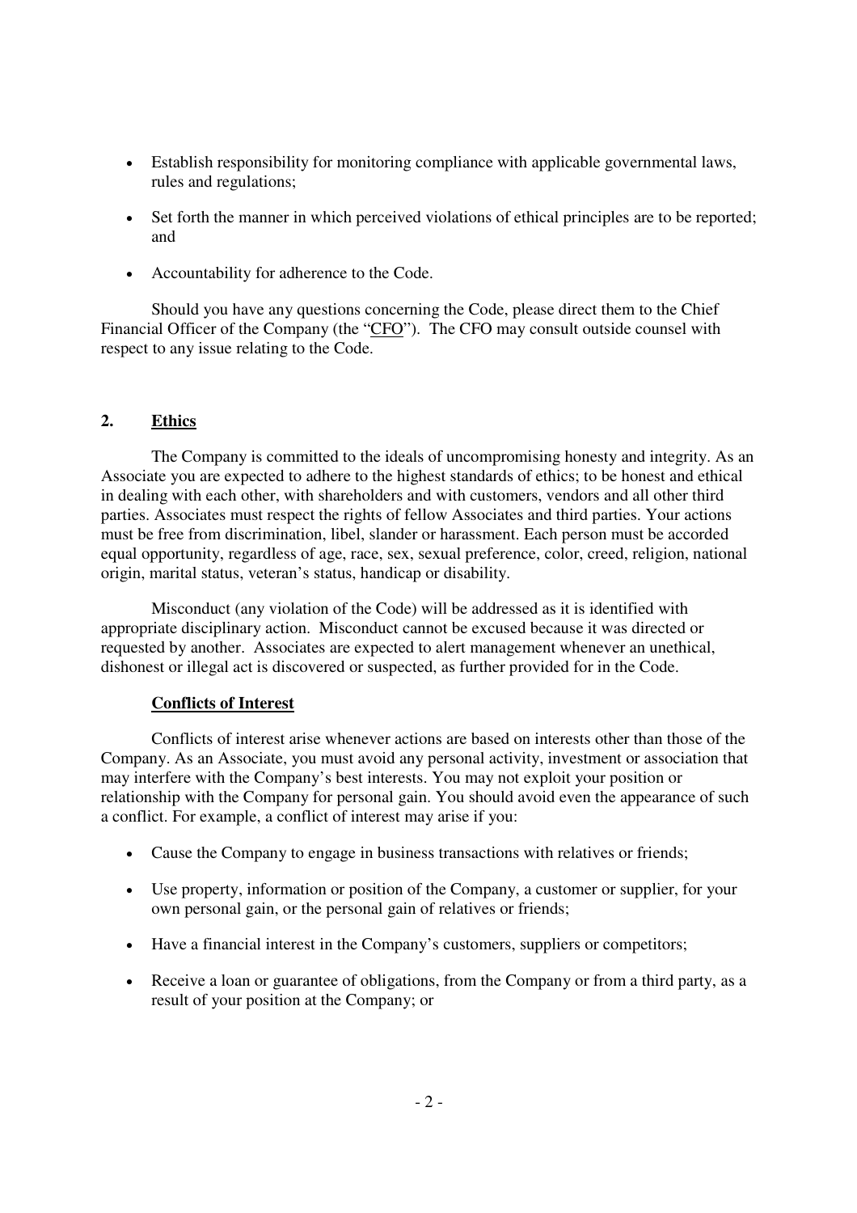- Establish responsibility for monitoring compliance with applicable governmental laws, rules and regulations;
- Set forth the manner in which perceived violations of ethical principles are to be reported; and
- Accountability for adherence to the Code.

Should you have any questions concerning the Code, please direct them to the Chief Financial Officer of the Company (the "CFO"). The CFO may consult outside counsel with respect to any issue relating to the Code.

## 2. Ethics

The Company is committed to the ideals of uncompromising honesty and integrity. As an Associate you are expected to adhere to the highest standards of ethics; to be honest and ethical in dealing with each other, with shareholders and with customers, vendors and all other third parties. Associates must respect the rights of fellow Associates and third parties. Your actions must be free from discrimination, libel, slander or harassment. Each person must be accorded equal opportunity, regardless of age, race, sex, sexual preference, color, creed, religion, national origin, marital status, veteran's status, handicap or disability.

Misconduct (any violation of the Code) will be addressed as it is identified with appropriate disciplinary action. Misconduct cannot be excused because it was directed or requested by another. Associates are expected to alert management whenever an unethical, dishonest or illegal act is discovered or suspected, as further provided for in the Code.

### Conflicts of Interest

Conflicts of interest arise whenever actions are based on interests other than those of the Company. As an Associate, you must avoid any personal activity, investment or association that may interfere with the Company's best interests. You may not exploit your position or relationship with the Company for personal gain. You should avoid even the appearance of such a conflict. For example, a conflict of interest may arise if you:

- Cause the Company to engage in business transactions with relatives or friends;
- Use property, information or position of the Company, a customer or supplier, for your own personal gain, or the personal gain of relatives or friends;
- Have a financial interest in the Company's customers, suppliers or competitors;
- Receive a loan or guarantee of obligations, from the Company or from a third party, as a result of your position at the Company; or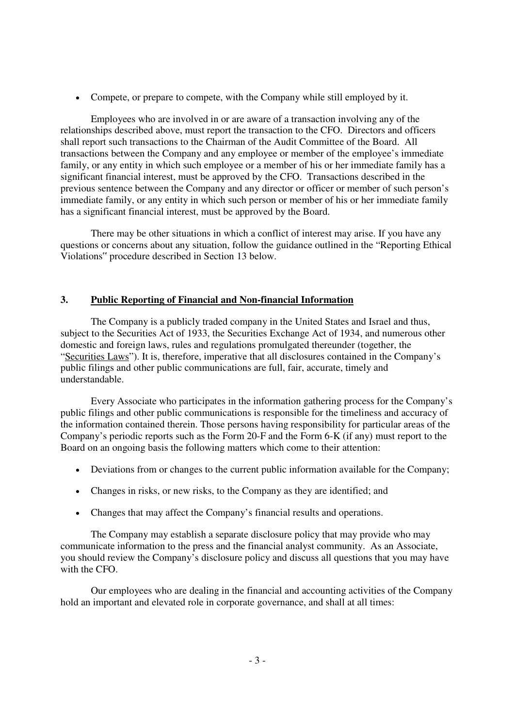- Compete, or prepare to compete, with the Company while still employed by it.

Employees who are involved in or are aware of a transaction involving any of the relationships described above, must report the transaction to the CFO. Directors and officers shall report such transactions to the Chairman of the Audit Committee of the Board. All transactions between the Company and any employee or member of the employee's immediate family, or any entity in which such employee or a member of his or her immediate family has a significant financial interest, must be approved by the CFO. Transactions described in the previous sentence between the Company and any director or officer or member of such person's immediate family, or any entity in which such person or member of his or her immediate family has a significant financial interest, must be approved by the Board.

There may be other situations in which a conflict of interest may arise. If you have any questions or concerns about any situation, follow the guidance outlined in the "Reporting Ethical Violations" procedure described in Section 13 below.

## 3. Public Reporting of Financial and Non-financial Information

The Company is a publicly traded company in the United States and Israel and thus, subject to the Securities Act of 1933, the Securities Exchange Act of 1934, and numerous other domestic and foreign laws, rules and regulations promulgated thereunder (together, the "Securities Laws"). It is, therefore, imperative that all disclosures contained in the Company's public filings and other public communications are full, fair, accurate, timely and understandable.

Every Associate who participates in the information gathering process for the Company's public filings and other public communications is responsible for the timeliness and accuracy of the information contained therein. Those persons having responsibility for particular areas of the Company's periodic reports such as the Form 20-F and the Form 6-K (if any) must report to the Board on an ongoing basis the following matters which come to their attention:

- Deviations from or changes to the current public information available for the Company;
- Changes in risks, or new risks, to the Company as they are identified; and
- Changes that may affect the Company's financial results and operations.

The Company may establish a separate disclosure policy that may provide who may communicate information to the press and the financial analyst community. As an Associate, you should review the Company's disclosure policy and discuss all questions that you may have with the CFO.

Our employees who are dealing in the financial and accounting activities of the Company hold an important and elevated role in corporate governance, and shall at all times: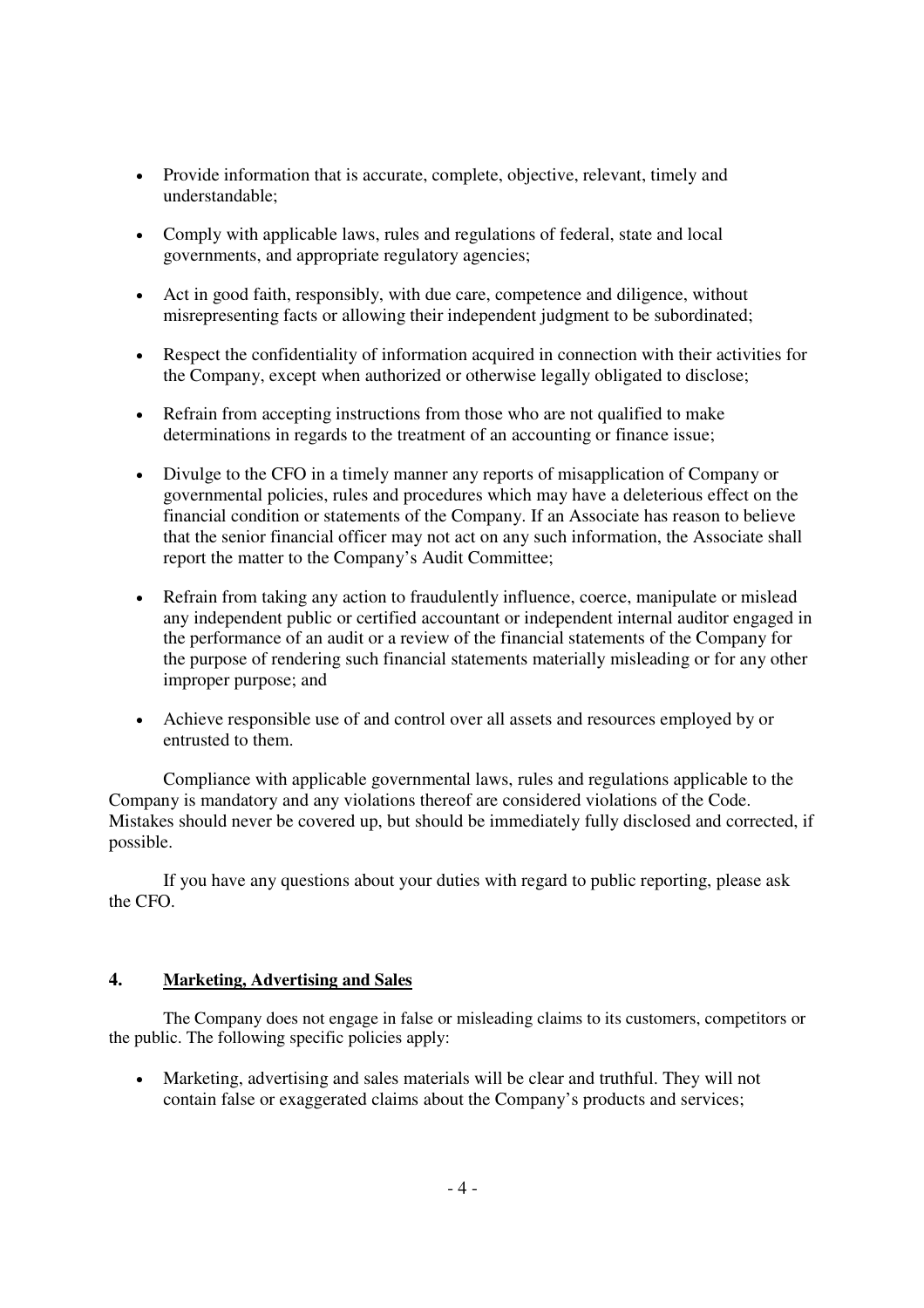- Provide information that is accurate, complete, objective, relevant, timely and understandable;
- Comply with applicable laws, rules and regulations of federal, state and local governments, and appropriate regulatory agencies;
- Act in good faith, responsibly, with due care, competence and diligence, without misrepresenting facts or allowing their independent judgment to be subordinated;
- Respect the confidentiality of information acquired in connection with their activities for the Company, except when authorized or otherwise legally obligated to disclose;
- Refrain from accepting instructions from those who are not qualified to make determinations in regards to the treatment of an accounting or finance issue;
- Divulge to the CFO in a timely manner any reports of misapplication of Company or governmental policies, rules and procedures which may have a deleterious effect on the financial condition or statements of the Company. If an Associate has reason to believe that the senior financial officer may not act on any such information, the Associate shall report the matter to the Company's Audit Committee;
- Refrain from taking any action to fraudulently influence, coerce, manipulate or mislead any independent public or certified accountant or independent internal auditor engaged in the performance of an audit or a review of the financial statements of the Company for the purpose of rendering such financial statements materially misleading or for any other improper purpose; and
- Achieve responsible use of and control over all assets and resources employed by or entrusted to them.

Compliance with applicable governmental laws, rules and regulations applicable to the Company is mandatory and any violations thereof are considered violations of the Code. Mistakes should never be covered up, but should be immediately fully disclosed and corrected, if possible.

If you have any questions about your duties with regard to public reporting, please ask the CFO.

## 4. Marketing, Advertising and Sales

The Company does not engage in false or misleading claims to its customers, competitors or the public. The following specific policies apply:

- Marketing, advertising and sales materials will be clear and truthful. They will not contain false or exaggerated claims about the Company's products and services;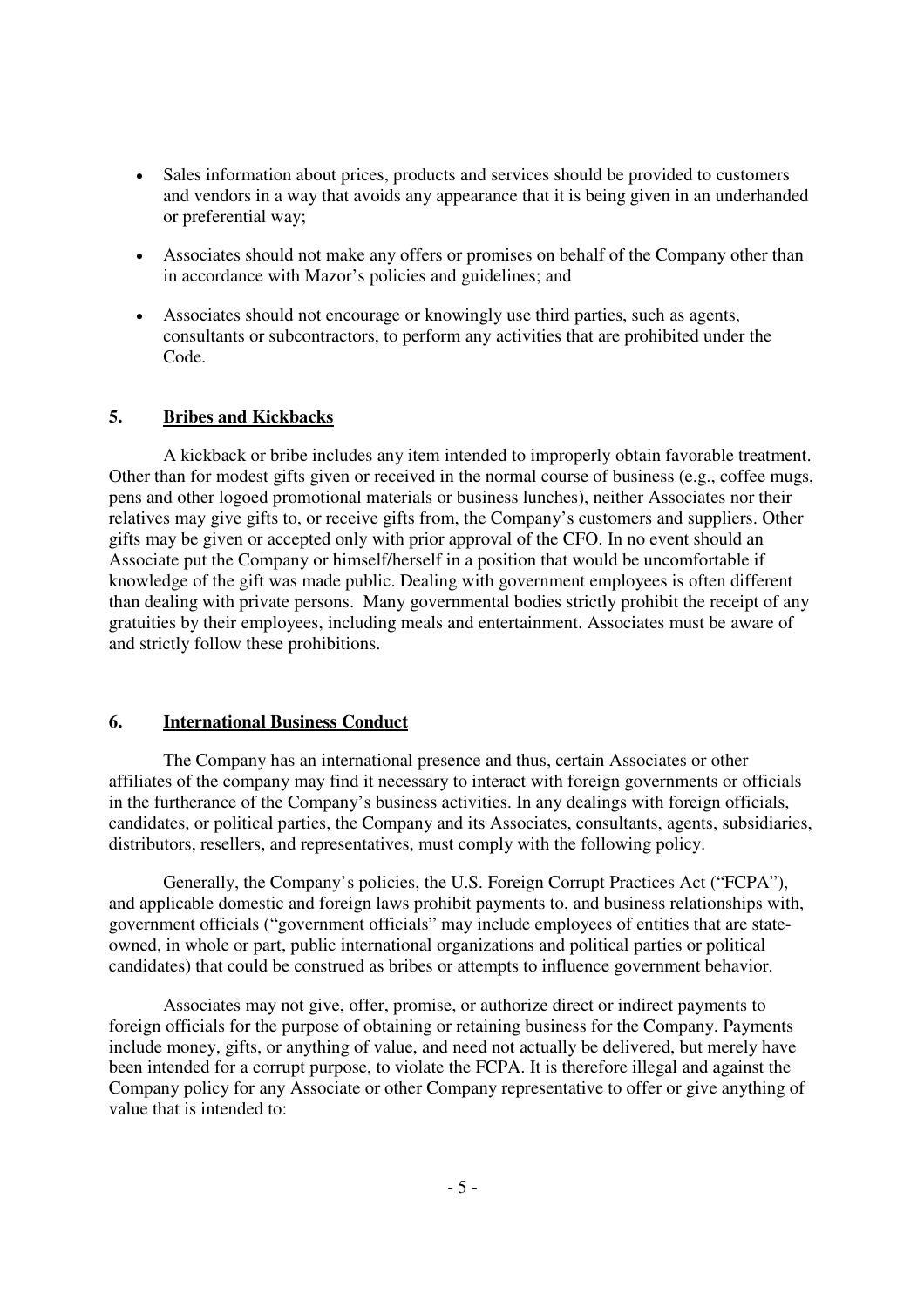- Sales information about prices, products and services should be provided to customers and vendors in a way that avoids any appearance that it is being given in an underhanded or preferential way;
- Associates should not make any offers or promises on behalf of the Company other than in accordance with Mazor's policies and guidelines; and
- Associates should not encourage or knowingly use third parties, such as agents, consultants or subcontractors, to perform any activities that are prohibited under the Code.

## 5. Bribes and Kickbacks

A kickback or bribe includes any item intended to improperly obtain favorable treatment. Other than for modest gifts given or received in the normal course of business (e.g., coffee mugs, pens and other logoed promotional materials or business lunches), neither Associates nor their relatives may give gifts to, or receive gifts from, the Company's customers and suppliers. Other gifts may be given or accepted only with prior approval of the CFO. In no event should an Associate put the Company or himself/herself in a position that would be uncomfortable if knowledge of the gift was made public. Dealing with government employees is often different than dealing with private persons. Many governmental bodies strictly prohibit the receipt of any gratuities by their employees, including meals and entertainment. Associates must be aware of and strictly follow these prohibitions.

## 6. International Business Conduct

The Company has an international presence and thus, certain Associates or other affiliates of the company may find it necessary to interact with foreign governments or officials in the furtherance of the Company's business activities. In any dealings with foreign officials, candidates, or political parties, the Company and its Associates, consultants, agents, subsidiaries, distributors, resellers, and representatives, must comply with the following policy.

Generally, the Company's policies, the U.S. Foreign Corrupt Practices Act ("FCPA"), and applicable domestic and foreign laws prohibit payments to, and business relationships with, government officials ("government officials" may include employees of entities that are state-owned, in whole or part, public international organizations and political parties or political candidates) that could be construed as bribes or attempts to influence government behavior.

Associates may not give, offer, promise, or authorize direct or indirect payments to foreign officials for the purpose of obtaining or retaining business for the Company. Payments include money, gifts, or anything of value, and need not actually be delivered, but merely have been intended for a corrupt purpose, to violate the FCPA. It is therefore illegal and against the Company policy for any Associate or other Company representative to offer or give anything of value that is intended to: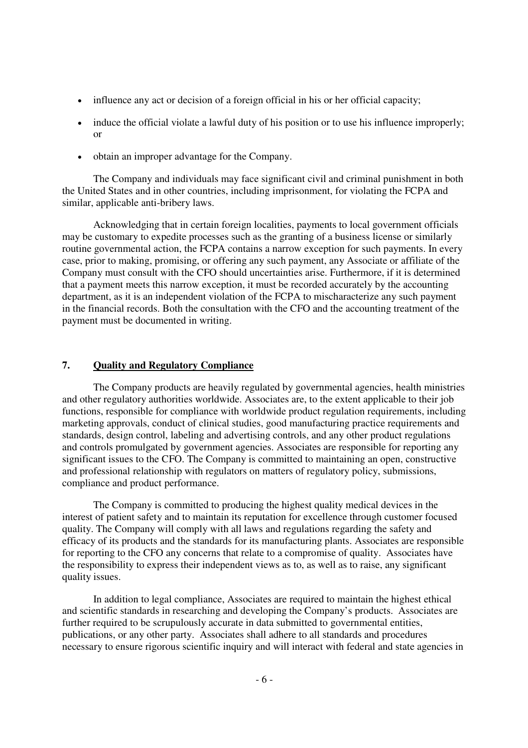- influence any act or decision of a foreign official in his or her official capacity;
- induce the official violate a lawful duty of his position or to use his influence improperly; or
- obtain an improper advantage for the Company.

The Company and individuals may face significant civil and criminal punishment in both the United States and in other countries, including imprisonment, for violating the FCPA and similar, applicable anti-bribery laws.

Acknowledging that in certain foreign localities, payments to local government officials may be customary to expedite processes such as the granting of a business license or similarly routine governmental action, the FCPA contains a narrow exception for such payments. In every case, prior to making, promising, or offering any such payment, any Associate or affiliate of the Company must consult with the CFO should uncertainties arise. Furthermore, if it is determined that a payment meets this narrow exception, it must be recorded accurately by the accounting department, as it is an independent violation of the FCPA to mischaracterize any such payment in the financial records. Both the consultation with the CFO and the accounting treatment of the payment must be documented in writing.

## 7. Quality and Regulatory Compliance

The Company products are heavily regulated by governmental agencies, health ministries and other regulatory authorities worldwide. Associates are, to the extent applicable to their job functions, responsible for compliance with worldwide product regulation requirements, including marketing approvals, conduct of clinical studies, good manufacturing practice requirements and standards, design control, labeling and advertising controls, and any other product regulations and controls promulgated by government agencies. Associates are responsible for reporting any significant issues to the CFO. The Company is committed to maintaining an open, constructive and professional relationship with regulators on matters of regulatory policy, submissions, compliance and product performance.

The Company is committed to producing the highest quality medical devices in the interest of patient safety and to maintain its reputation for excellence through customer focused quality. The Company will comply with all laws and regulations regarding the safety and efficacy of its products and the standards for its manufacturing plants. Associates are responsible for reporting to the CFO any concerns that relate to a compromise of quality. Associates have the responsibility to express their independent views as to, as well as to raise, any significant quality issues.

In addition to legal compliance, Associates are required to maintain the highest ethical and scientific standards in researching and developing the Company's products. Associates are further required to be scrupulously accurate in data submitted to governmental entities, publications, or any other party. Associates shall adhere to all standards and procedures necessary to ensure rigorous scientific inquiry and will interact with federal and state agencies in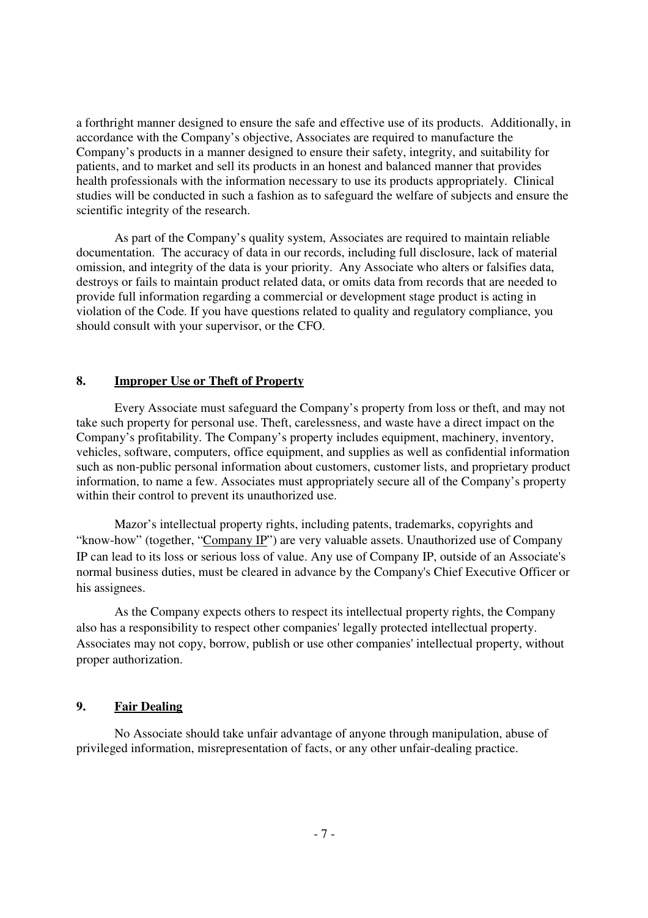a forthright manner designed to ensure the safe and effective use of its products. Additionally, in accordance with the Company's objective, Associates are required to manufacture the Company's products in a manner designed to ensure their safety, integrity, and suitability for patients, and to market and sell its products in an honest and balanced manner that provides health professionals with the information necessary to use its products appropriately. Clinical studies will be conducted in such a fashion as to safeguard the welfare of subjects and ensure the scientific integrity of the research.

As part of the Company's quality system, Associates are required to maintain reliable documentation. The accuracy of data in our records, including full disclosure, lack of material omission, and integrity of the data is your priority. Any Associate who alters or falsifies data, destroys or fails to maintain product related data, or omits data from records that are needed to provide full information regarding a commercial or development stage product is acting in violation of the Code. If you have questions related to quality and regulatory compliance, you should consult with your supervisor, or the CFO.

## 8. Improper Use or Theft of Property

Every Associate must safeguard the Company's property from loss or theft, and may not take such property for personal use. Theft, carelessness, and waste have a direct impact on the Company's profitability. The Company's property includes equipment, machinery, inventory, vehicles, software, computers, office equipment, and supplies as well as confidential information such as non-public personal information about customers, customer lists, and proprietary product information, to name a few. Associates must appropriately secure all of the Company's property within their control to prevent its unauthorized use.

Mazor's intellectual property rights, including patents, trademarks, copyrights and "know-how" (together, "Company IP") are very valuable assets. Unauthorized use of Company IP can lead to its loss or serious loss of value. Any use of Company IP, outside of an Associate's normal business duties, must be cleared in advance by the Company's Chief Executive Officer or his assignees.

As the Company expects others to respect its intellectual property rights, the Company also has a responsibility to respect other companies' legally protected intellectual property. Associates may not copy, borrow, publish or use other companies' intellectual property, without proper authorization.

## 9. Fair Dealing

No Associate should take unfair advantage of anyone through manipulation, abuse of privileged information, misrepresentation of facts, or any other unfair-dealing practice.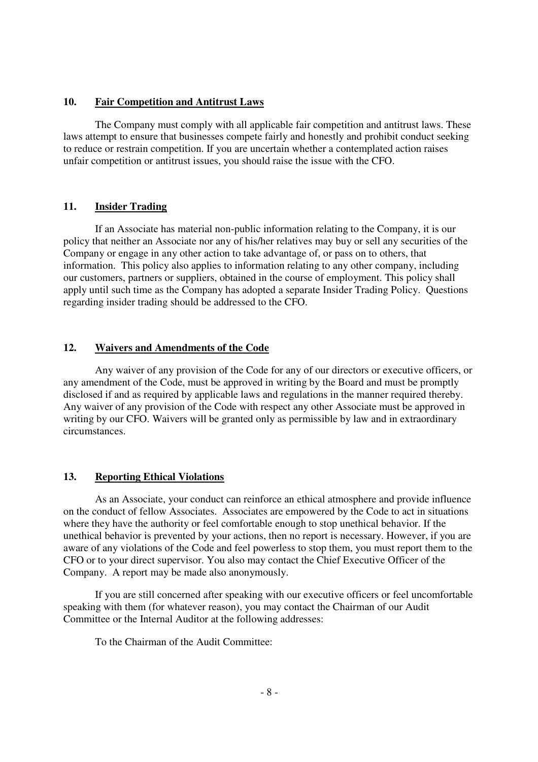## 10. Fair Competition and Antitrust Laws

The Company must comply with all applicable fair competition and antitrust laws. These laws attempt to ensure that businesses compete fairly and honestly and prohibit conduct seeking to reduce or restrain competition. If you are uncertain whether a contemplated action raises unfair competition or antitrust issues, you should raise the issue with the CFO.

## 11. Insider Trading

If an Associate has material non-public information relating to the Company, it is our policy that neither an Associate nor any of his/her relatives may buy or sell any securities of the Company or engage in any other action to take advantage of, or pass on to others, that information. This policy also applies to information relating to any other company, including our customers, partners or suppliers, obtained in the course of employment. This policy shall apply until such time as the Company has adopted a separate Insider Trading Policy. Questions regarding insider trading should be addressed to the CFO.

## 12. Waivers and Amendments of the Code

Any waiver of any provision of the Code for any of our directors or executive officers, or any amendment of the Code, must be approved in writing by the Board and must be promptly disclosed if and as required by applicable laws and regulations in the manner required thereby. Any waiver of any provision of the Code with respect any other Associate must be approved in writing by our CFO. Waivers will be granted only as permissible by law and in extraordinary circumstances.

## 13. Reporting Ethical Violations

As an Associate, your conduct can reinforce an ethical atmosphere and provide influence on the conduct of fellow Associates. Associates are empowered by the Code to act in situations where they have the authority or feel comfortable enough to stop unethical behavior. If the unethical behavior is prevented by your actions, then no report is necessary. However, if you are aware of any violations of the Code and feel powerless to stop them, you must report them to the CFO or to your direct supervisor. You also may contact the Chief Executive Officer of the Company. A report may be made also anonymously.

If you are still concerned after speaking with our executive officers or feel uncomfortable speaking with them (for whatever reason), you may contact the Chairman of our Audit Committee or the Internal Auditor at the following addresses:

To the Chairman of the Audit Committee: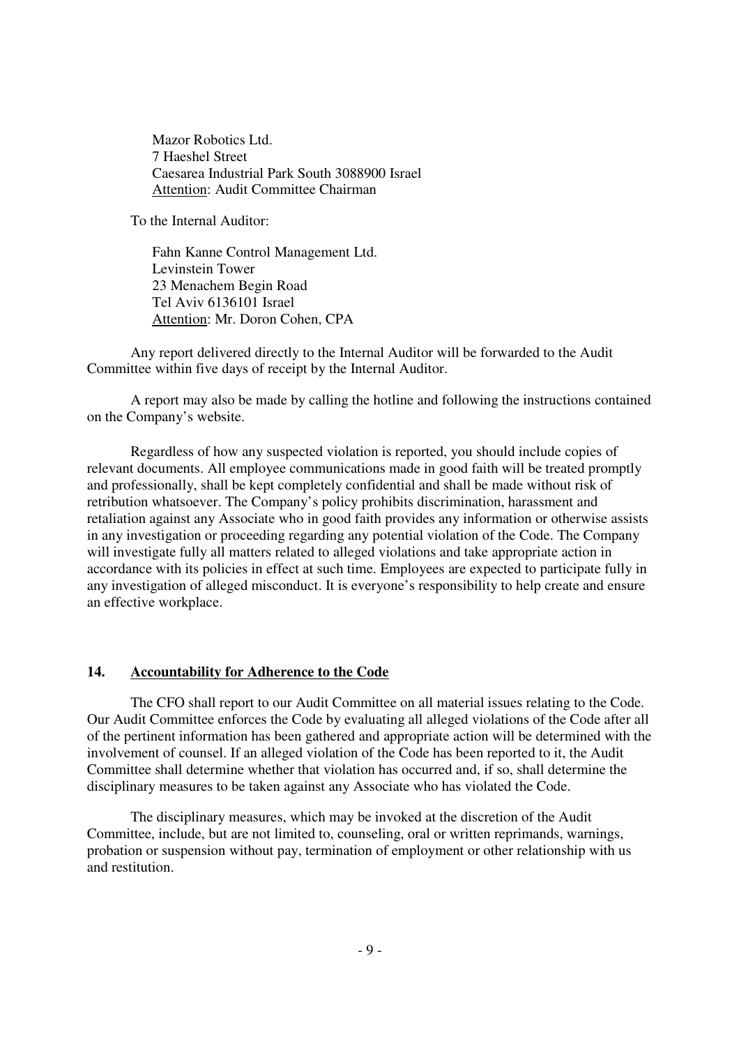Mazor Robotics Ltd.
7 Haeshel Street
Caesarea Industrial Park South 3088900 Israel
Attention: Audit Committee Chairman

To the Internal Auditor:

Fahn Kanne Control Management Ltd.
Levinstein Tower
23 Menachem Begin Road
Tel Aviv 6136101 Israel
Attention: Mr. Doron Cohen, CPA

Any report delivered directly to the Internal Auditor will be forwarded to the Audit Committee within five days of receipt by the Internal Auditor.

A report may also be made by calling the hotline and following the instructions contained on the Company's website.

Regardless of how any suspected violation is reported, you should include copies of relevant documents. All employee communications made in good faith will be treated promptly and professionally, shall be kept completely confidential and shall be made without risk of retribution whatsoever. The Company's policy prohibits discrimination, harassment and retaliation against any Associate who in good faith provides any information or otherwise assists in any investigation or proceeding regarding any potential violation of the Code. The Company will investigate fully all matters related to alleged violations and take appropriate action in accordance with its policies in effect at such time. Employees are expected to participate fully in any investigation of alleged misconduct. It is everyone's responsibility to help create and ensure an effective workplace.

## 14. Accountability for Adherence to the Code

The CFO shall report to our Audit Committee on all material issues relating to the Code. Our Audit Committee enforces the Code by evaluating all alleged violations of the Code after all of the pertinent information has been gathered and appropriate action will be determined with the involvement of counsel. If an alleged violation of the Code has been reported to it, the Audit Committee shall determine whether that violation has occurred and, if so, shall determine the disciplinary measures to be taken against any Associate who has violated the Code.

The disciplinary measures, which may be invoked at the discretion of the Audit Committee, include, but are not limited to, counseling, oral or written reprimands, warnings, probation or suspension without pay, termination of employment or other relationship with us and restitution.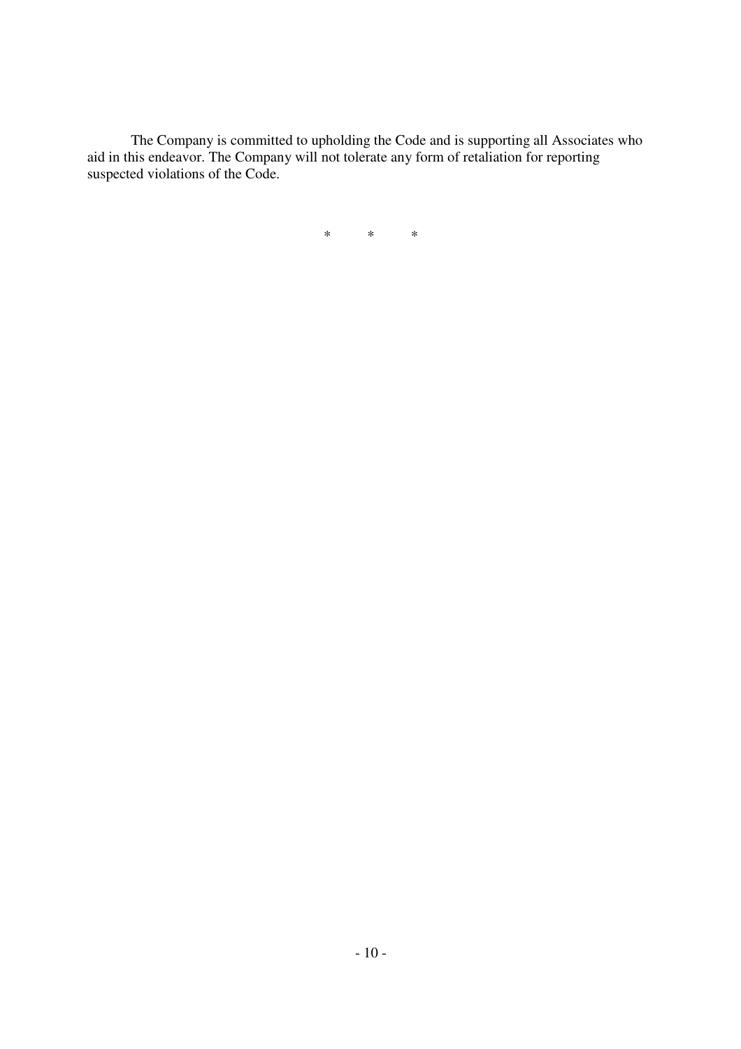The Company is committed to upholding the Code and is supporting all Associates who aid in this endeavor. The Company will not tolerate any form of retaliation for reporting suspected violations of the Code.

\*          \*          \*